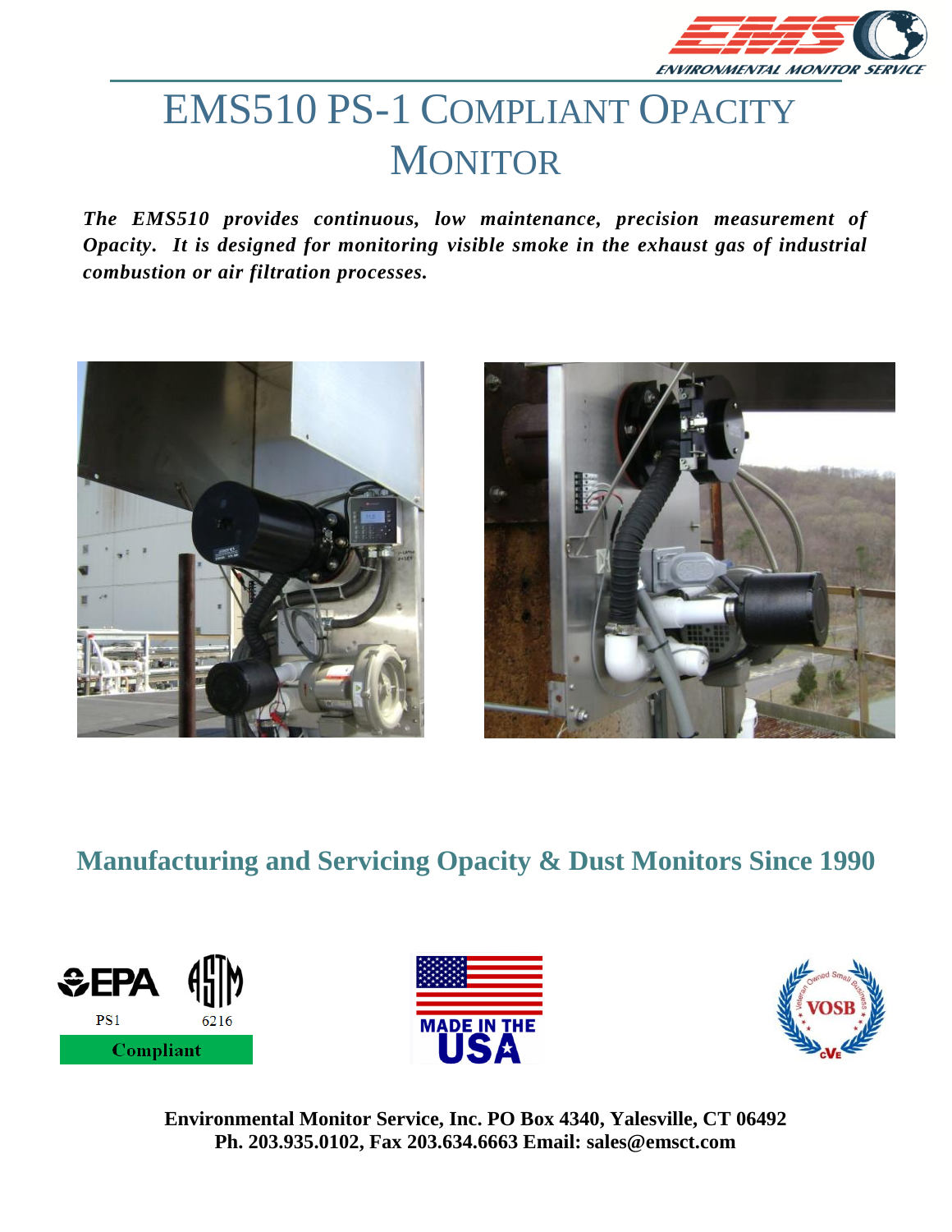# EMS510 PS-1 Compliant Opacity Monitor

***The EMS510 provides continuous, low maintenance, precision measurement of Opacity. It is designed for monitoring visible smoke in the exhaust gas of industrial combustion or air filtration processes.***

## Manufacturing and Servicing Opacity & Dust Monitors Since 1990

EPA PS1 ASTM 6216 Compliant

MADE IN THE USA

**Environmental Monitor Service, Inc. PO Box 4340, Yalesville, CT 06492**
**Ph. 203.935.0102, Fax 203.634.6663 Email: sales@emsct.com**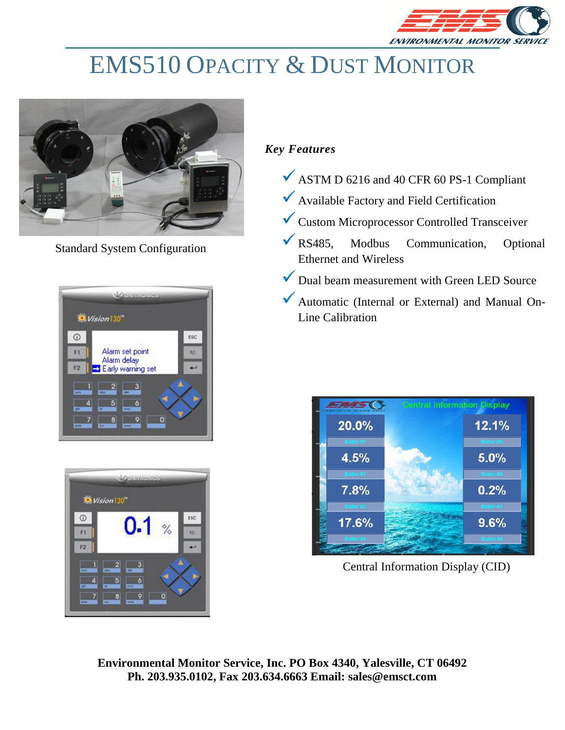# EMS510 Opacity & Dust Monitor

Standard System Configuration

*Key Features*

- ✓ ASTM D 6216 and 40 CFR 60 PS-1 Compliant
- ✓ Available Factory and Field Certification
- ✓ Custom Microprocessor Controlled Transceiver
- ✓ RS485, Modbus Communication, Optional Ethernet and Wireless
- ✓ Dual beam measurement with Green LED Source
- ✓ Automatic (Internal or External) and Manual On-Line Calibration

Central Information Display (CID)

**Environmental Monitor Service, Inc. PO Box 4340, Yalesville, CT 06492**
**Ph. 203.935.0102, Fax 203.634.6663 Email: sales@emsct.com**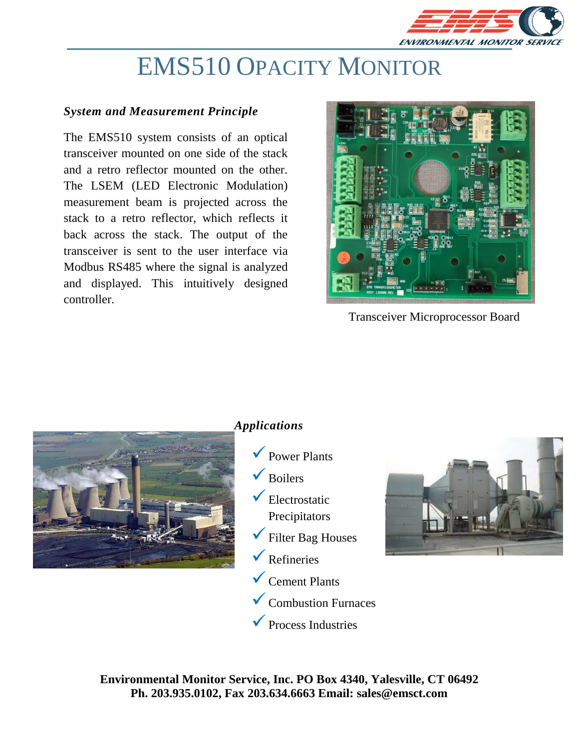# EMS510 OPACITY MONITOR

### *System and Measurement Principle*

The EMS510 system consists of an optical transceiver mounted on one side of the stack and a retro reflector mounted on the other. The LSEM (LED Electronic Modulation) measurement beam is projected across the stack to a retro reflector, which reflects it back across the stack. The output of the transceiver is sent to the user interface via Modbus RS485 where the signal is analyzed and displayed. This intuitively designed controller.

Transceiver Microprocessor Board

### *Applications*

- Power Plants
- Boilers
- Electrostatic Precipitators
- Filter Bag Houses
- Refineries
- Cement Plants
- Combustion Furnaces
- Process Industries

**Environmental Monitor Service, Inc. PO Box 4340, Yalesville, CT 06492**
**Ph. 203.935.0102, Fax 203.634.6663 Email: sales@emsct.com**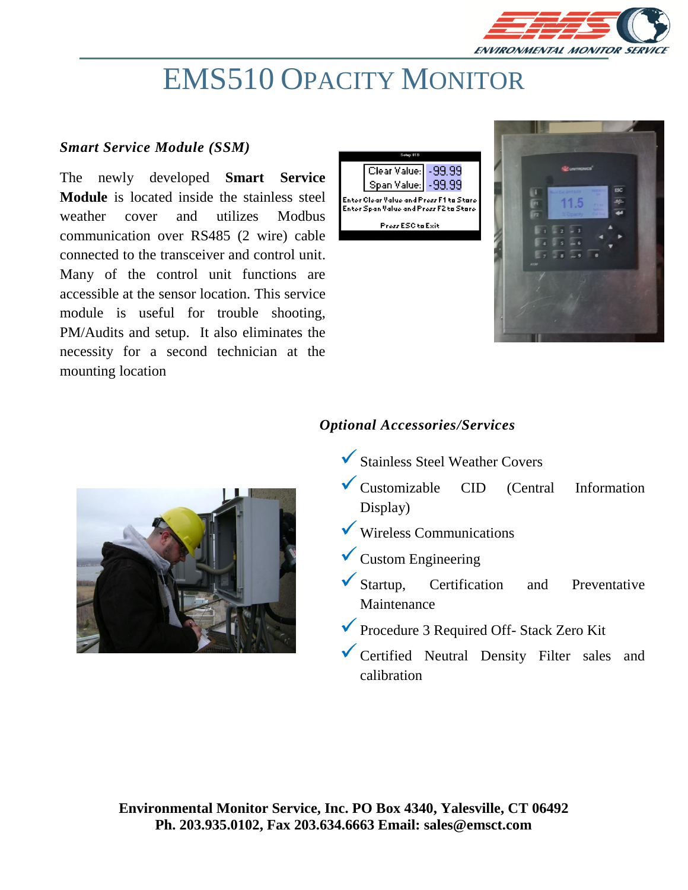# EMS510 Opacity Monitor

### *Smart Service Module (SSM)*

The newly developed **Smart Service Module** is located inside the stainless steel weather cover and utilizes Modbus communication over RS485 (2 wire) cable connected to the transceiver and control unit. Many of the control unit functions are accessible at the sensor location. This service module is useful for trouble shooting, PM/Audits and setup. It also eliminates the necessity for a second technician at the mounting location

### *Optional Accessories/Services*

- ✓ Stainless Steel Weather Covers
- ✓ Customizable CID (Central Information Display)
- ✓ Wireless Communications
- ✓ Custom Engineering
- ✓ Startup, Certification and Preventative Maintenance
- ✓ Procedure 3 Required Off- Stack Zero Kit
- ✓ Certified Neutral Density Filter sales and calibration

**Environmental Monitor Service, Inc. PO Box 4340, Yalesville, CT 06492**
**Ph. 203.935.0102, Fax 203.634.6663 Email: sales@emsct.com**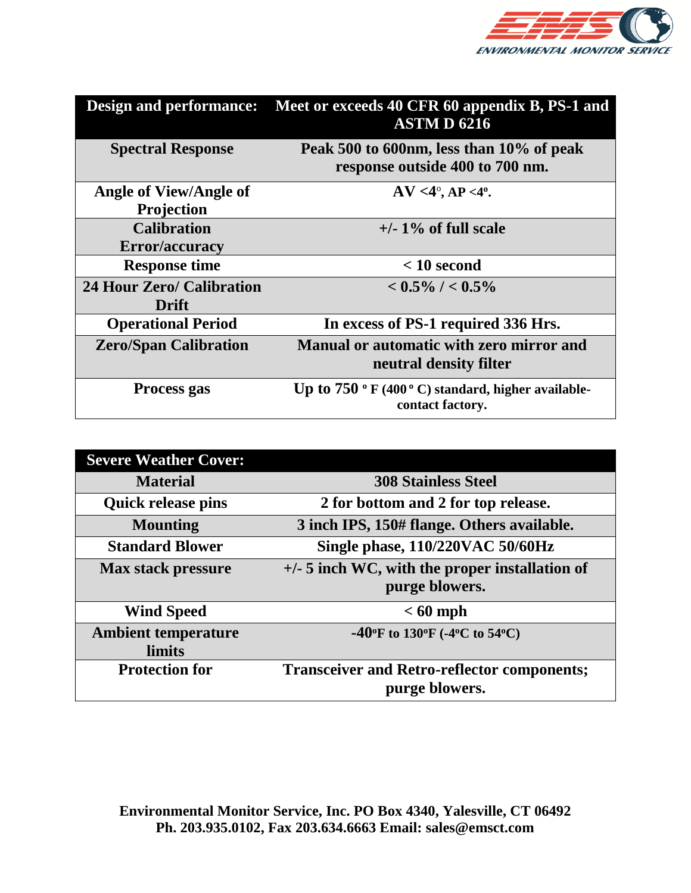| Design and performance: | Meet or exceeds 40 CFR 60 appendix B, PS-1 and ASTM D 6216 |
|---|---|
| Spectral Response | Peak 500 to 600nm, less than 10% of peak response outside 400 to 700 nm. |
| Angle of View/Angle of Projection | AV <4°, AP <4°. |
| Calibration Error/accuracy | +/- 1% of full scale |
| Response time | < 10 second |
| 24 Hour Zero/ Calibration Drift | < 0.5% / < 0.5% |
| Operational Period | In excess of PS-1 required 336 Hrs. |
| Zero/Span Calibration | Manual or automatic with zero mirror and neutral density filter |
| Process gas | Up to 750 ° F (400 ° C) standard, higher available- contact factory. |

| Severe Weather Cover: | |
|---|---|
| Material | 308 Stainless Steel |
| Quick release pins | 2 for bottom and 2 for top release. |
| Mounting | 3 inch IPS, 150# flange. Others available. |
| Standard Blower | Single phase, 110/220VAC 50/60Hz |
| Max stack pressure | +/- 5 inch WC, with the proper installation of purge blowers. |
| Wind Speed | < 60 mph |
| Ambient temperature limits | -40°F to 130°F (-4°C to 54°C) |
| Protection for | Transceiver and Retro-reflector components; purge blowers. |

**Environmental Monitor Service, Inc. PO Box 4340, Yalesville, CT 06492**
**Ph. 203.935.0102, Fax 203.634.6663 Email: sales@emsct.com**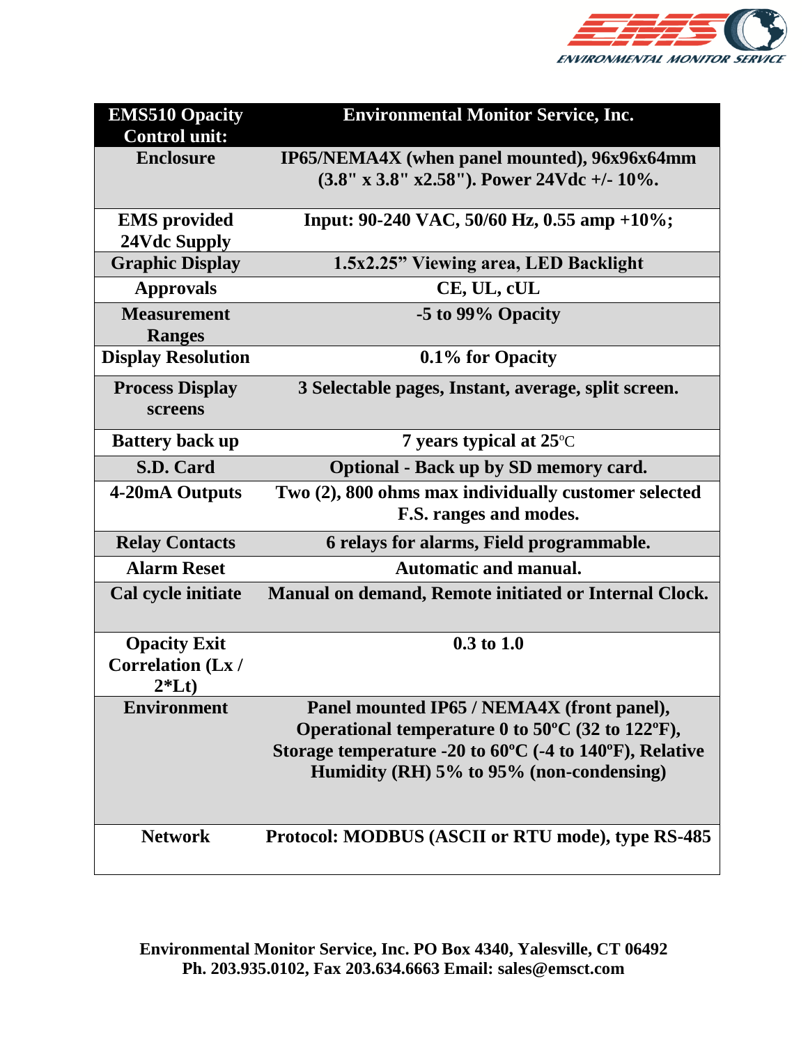| EMS510 Opacity Control unit: | Environmental Monitor Service, Inc. |
|---|---|
| Enclosure | IP65/NEMA4X (when panel mounted), 96x96x64mm (3.8" x 3.8" x2.58"). Power 24Vdc +/- 10%. |
| EMS provided 24Vdc Supply | Input: 90-240 VAC, 50/60 Hz, 0.55 amp +10%; |
| Graphic Display | 1.5x2.25" Viewing area, LED Backlight |
| Approvals | CE, UL, cUL |
| Measurement Ranges | -5 to 99% Opacity |
| Display Resolution | 0.1% for Opacity |
| Process Display screens | 3 Selectable pages, Instant, average, split screen. |
| Battery back up | 7 years typical at 25°C |
| S.D. Card | Optional - Back up by SD memory card. |
| 4-20mA Outputs | Two (2), 800 ohms max individually customer selected F.S. ranges and modes. |
| Relay Contacts | 6 relays for alarms, Field programmable. |
| Alarm Reset | Automatic and manual. |
| Cal cycle initiate | Manual on demand, Remote initiated or Internal Clock. |
| Opacity Exit Correlation (Lx / 2*Lt) | 0.3 to 1.0 |
| Environment | Panel mounted IP65 / NEMA4X (front panel), Operational temperature 0 to 50ºC (32 to 122ºF), Storage temperature -20 to 60ºC (-4 to 140ºF), Relative Humidity (RH) 5% to 95% (non-condensing) |
| Network | Protocol: MODBUS (ASCII or RTU mode), type RS-485 |

**Environmental Monitor Service, Inc. PO Box 4340, Yalesville, CT 06492**
**Ph. 203.935.0102, Fax 203.634.6663 Email: sales@emsct.com**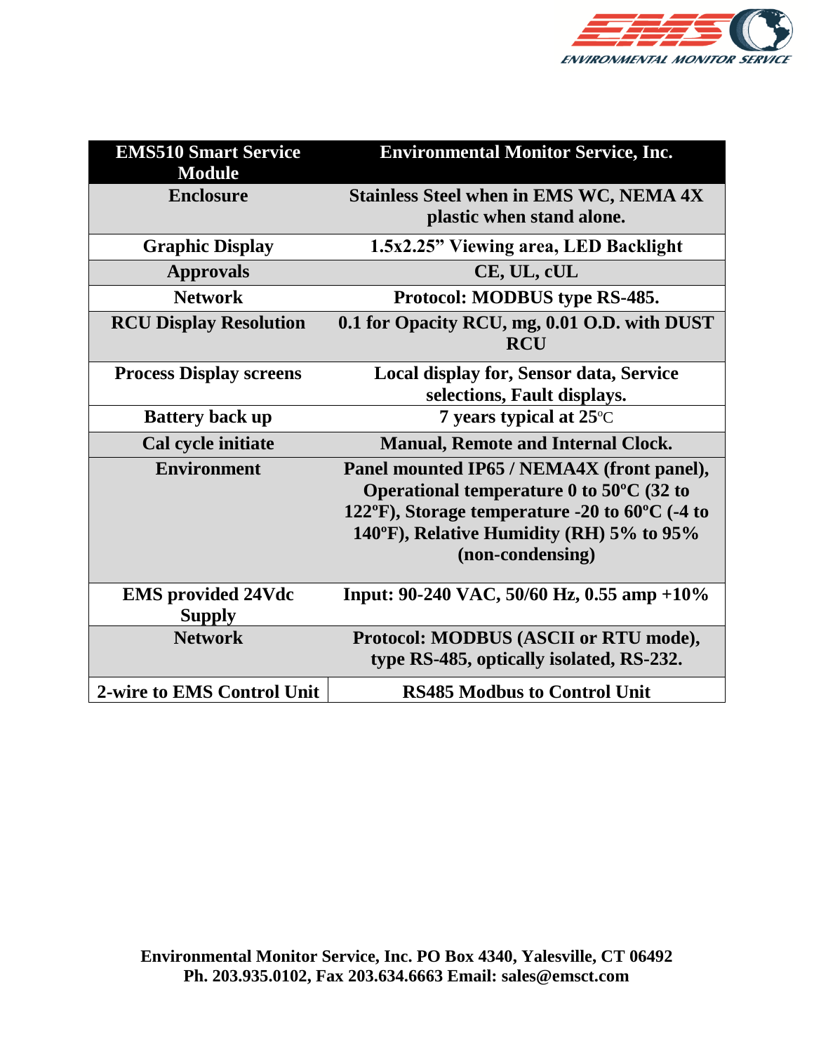| EMS510 Smart Service Module | Environmental Monitor Service, Inc. |
|---|---|
| Enclosure | Stainless Steel when in EMS WC, NEMA 4X plastic when stand alone. |
| Graphic Display | 1.5x2.25" Viewing area, LED Backlight |
| Approvals | CE, UL, cUL |
| Network | Protocol: MODBUS type RS-485. |
| RCU Display Resolution | 0.1 for Opacity RCU, mg, 0.01 O.D. with DUST RCU |
| Process Display screens | Local display for, Sensor data, Service selections, Fault displays. |
| Battery back up | 7 years typical at 25°C |
| Cal cycle initiate | Manual, Remote and Internal Clock. |
| Environment | Panel mounted IP65 / NEMA4X (front panel), Operational temperature 0 to 50ºC (32 to 122ºF), Storage temperature -20 to 60ºC (-4 to 140ºF), Relative Humidity (RH) 5% to 95% (non-condensing) |
| EMS provided 24Vdc Supply | Input: 90-240 VAC, 50/60 Hz, 0.55 amp +10% |
| Network | Protocol: MODBUS (ASCII or RTU mode), type RS-485, optically isolated, RS-232. |
| 2-wire to EMS Control Unit | RS485 Modbus to Control Unit |

Environmental Monitor Service, Inc. PO Box 4340, Yalesville, CT 06492
Ph. 203.935.0102, Fax 203.634.6663 Email: sales@emsct.com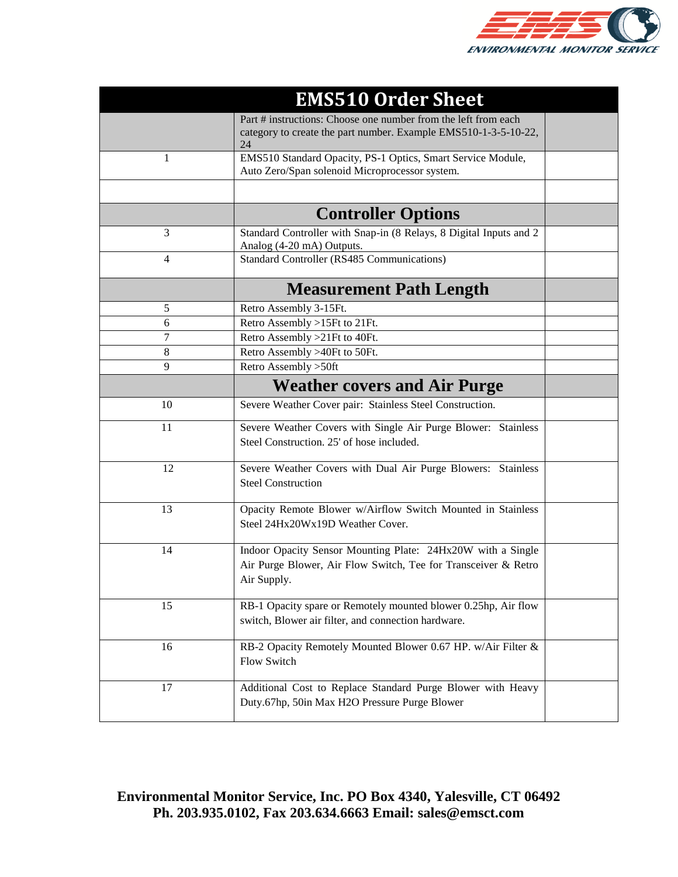| | **EMS510 Order Sheet** | |
|---|---|---|
| | Part # instructions: Choose one number from the left from each category to create the part number. Example EMS510-1-3-5-10-22, 24 | |
| 1 | EMS510 Standard Opacity, PS-1 Optics, Smart Service Module, Auto Zero/Span solenoid Microprocessor system. | |
| | | |
| | **Controller Options** | |
| 3 | Standard Controller with Snap-in (8 Relays, 8 Digital Inputs and 2 Analog (4-20 mA) Outputs. | |
| 4 | Standard Controller (RS485 Communications) | |
| | **Measurement Path Length** | |
| 5 | Retro Assembly 3-15Ft. | |
| 6 | Retro Assembly >15Ft to 21Ft. | |
| 7 | Retro Assembly >21Ft to 40Ft. | |
| 8 | Retro Assembly >40Ft to 50Ft. | |
| 9 | Retro Assembly >50ft | |
| | **Weather covers and Air Purge** | |
| 10 | Severe Weather Cover pair: Stainless Steel Construction. | |
| 11 | Severe Weather Covers with Single Air Purge Blower: Stainless Steel Construction. 25' of hose included. | |
| 12 | Severe Weather Covers with Dual Air Purge Blowers: Stainless Steel Construction | |
| 13 | Opacity Remote Blower w/Airflow Switch Mounted in Stainless Steel 24Hx20Wx19D Weather Cover. | |
| 14 | Indoor Opacity Sensor Mounting Plate: 24Hx20W with a Single Air Purge Blower, Air Flow Switch, Tee for Transceiver & Retro Air Supply. | |
| 15 | RB-1 Opacity spare or Remotely mounted blower 0.25hp, Air flow switch, Blower air filter, and connection hardware. | |
| 16 | RB-2 Opacity Remotely Mounted Blower 0.67 HP. w/Air Filter & Flow Switch | |
| 17 | Additional Cost to Replace Standard Purge Blower with Heavy Duty.67hp, 50in Max H2O Pressure Purge Blower | |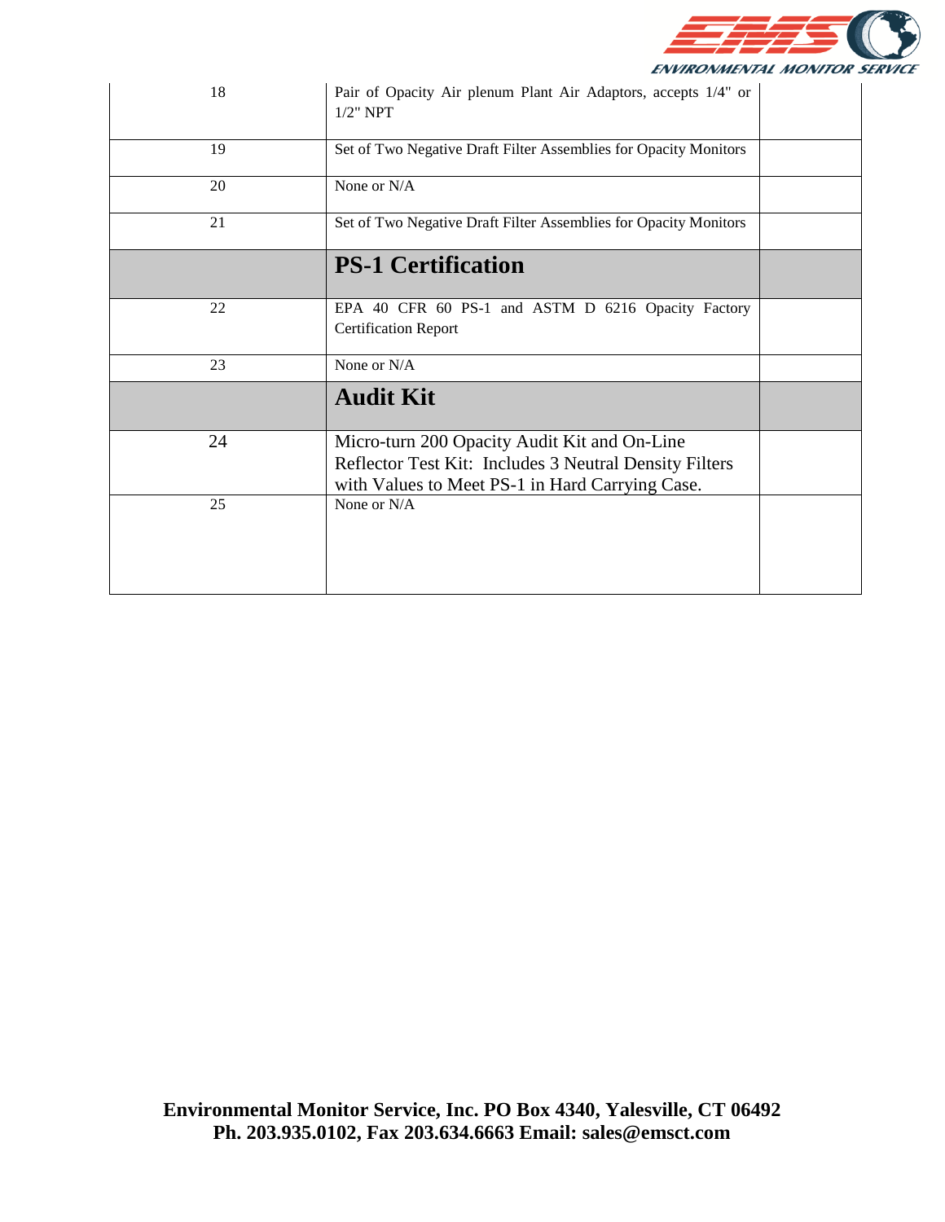| | | |
|---|---|---|
| 18 | Pair of Opacity Air plenum Plant Air Adaptors, accepts 1/4" or 1/2" NPT | |
| 19 | Set of Two Negative Draft Filter Assemblies for Opacity Monitors | |
| 20 | None or N/A | |
| 21 | Set of Two Negative Draft Filter Assemblies for Opacity Monitors | |
| | **PS-1 Certification** | |
| 22 | EPA 40 CFR 60 PS-1 and ASTM D 6216 Opacity Factory Certification Report | |
| 23 | None or N/A | |
| | **Audit Kit** | |
| 24 | Micro-turn 200 Opacity Audit Kit and On-Line Reflector Test Kit: Includes 3 Neutral Density Filters with Values to Meet PS-1 in Hard Carrying Case. | |
| 25 | None or N/A | |

**Environmental Monitor Service, Inc. PO Box 4340, Yalesville, CT 06492**
**Ph. 203.935.0102, Fax 203.634.6663 Email: sales@emsct.com**